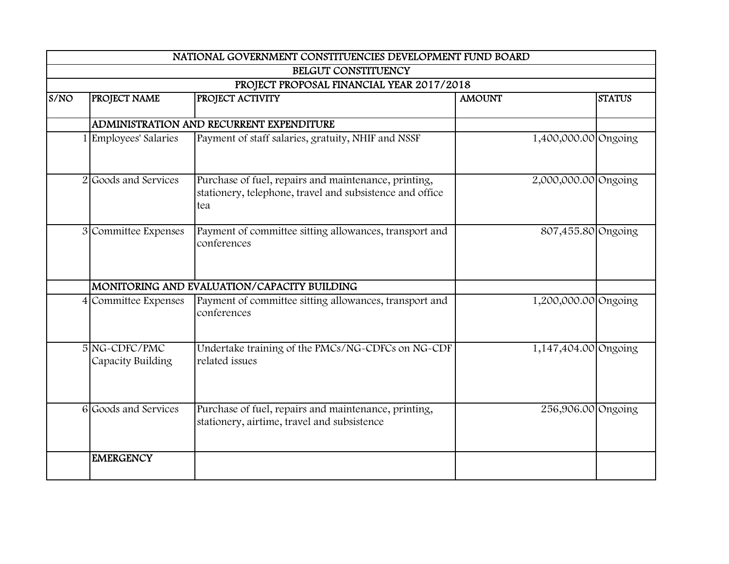| NATIONAL GOVERNMENT CONSTITUENCIES DEVELOPMENT FUND BOARD | | | | |
|---|---|---|---|---|
| BELGUT CONSTITUENCY | | | | |
| PROJECT PROPOSAL FINANCIAL YEAR 2017/2018 | | | | |
| S/NO | PROJECT NAME | PROJECT ACTIVITY | AMOUNT | STATUS |
| | ADMINISTRATION AND RECURRENT EXPENDITURE | | | |
| 1 | Employees' Salaries | Payment of staff salaries, gratuity, NHIF and NSSF | 1,400,000.00 | Ongoing |
| 2 | Goods and Services | Purchase of fuel, repairs and maintenance, printing, stationery, telephone, travel and subsistence and office tea | 2,000,000.00 | Ongoing |
| 3 | Committee Expenses | Payment of committee sitting allowances, transport and conferences | 807,455.80 | Ongoing |
| | MONITORING AND EVALUATION/CAPACITY BUILDING | | | |
| 4 | Committee Expenses | Payment of committee sitting allowances, transport and conferences | 1,200,000.00 | Ongoing |
| 5 | NG-CDFC/PMC Capacity Building | Undertake training of the PMCs/NG-CDFCs on NG-CDF related issues | 1,147,404.00 | Ongoing |
| 6 | Goods and Services | Purchase of fuel, repairs and maintenance, printing, stationery, airtime, travel and subsistence | 256,906.00 | Ongoing |
| | EMERGENCY | | | |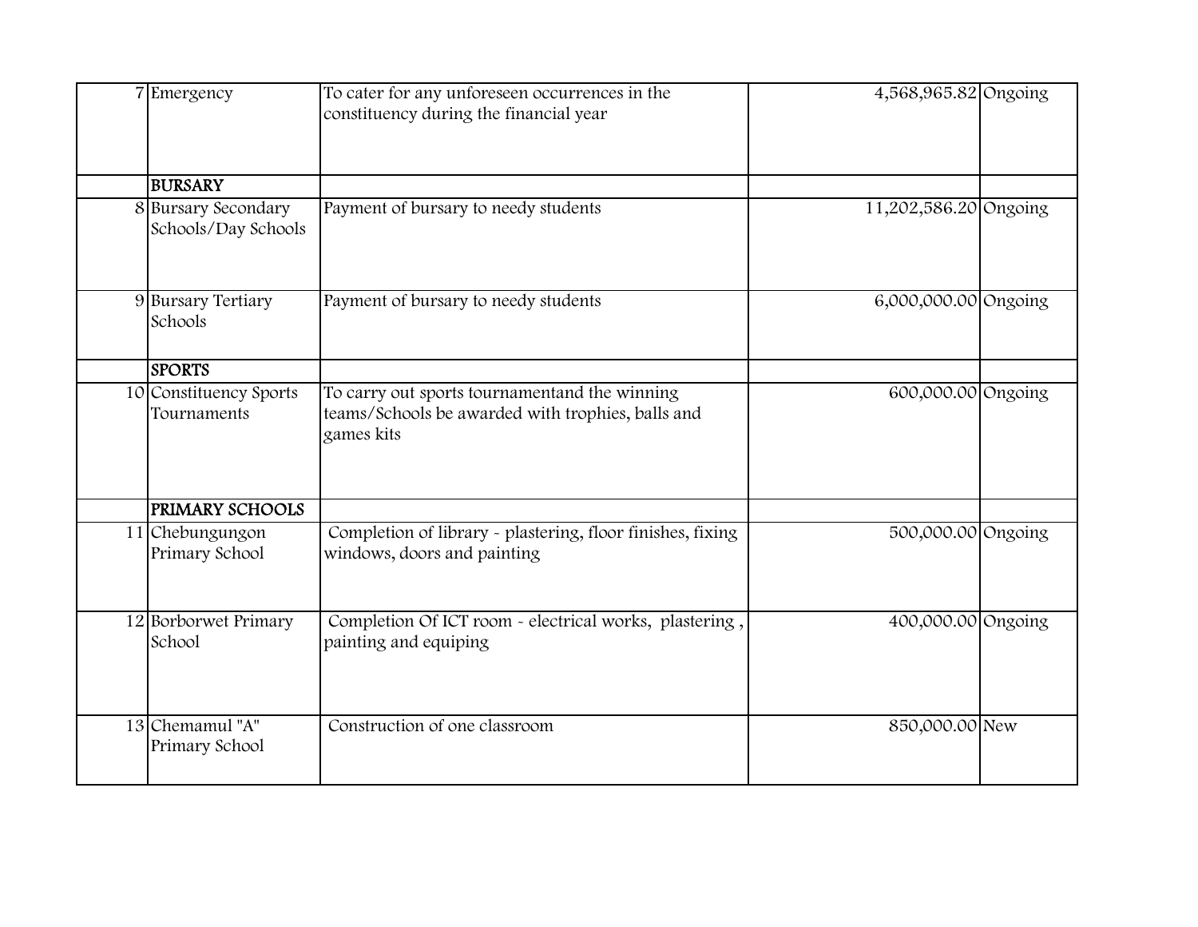| | | | | |
|---|---|---|---|---|
| 7 | Emergency | To cater for any unforeseen occurrences in the constituency during the financial year | 4,568,965.82 | Ongoing |
| | **BURSARY** | | | |
| 8 | Bursary Secondary Schools/Day Schools | Payment of bursary to needy students | 11,202,586.20 | Ongoing |
| 9 | Bursary Tertiary Schools | Payment of bursary to needy students | 6,000,000.00 | Ongoing |
| | **SPORTS** | | | |
| 10 | Constituency Sports Tournaments | To carry out sports tournamentand the winning teams/Schools be awarded with trophies, balls and games kits | 600,000.00 | Ongoing |
| | **PRIMARY SCHOOLS** | | | |
| 11 | Chebungungon Primary School | Completion of library - plastering, floor finishes, fixing windows, doors and painting | 500,000.00 | Ongoing |
| 12 | Borborwet Primary School | Completion Of ICT room - electrical works, plastering , painting and equiping | 400,000.00 | Ongoing |
| 13 | Chemamul "A" Primary School | Construction of one classroom | 850,000.00 | New |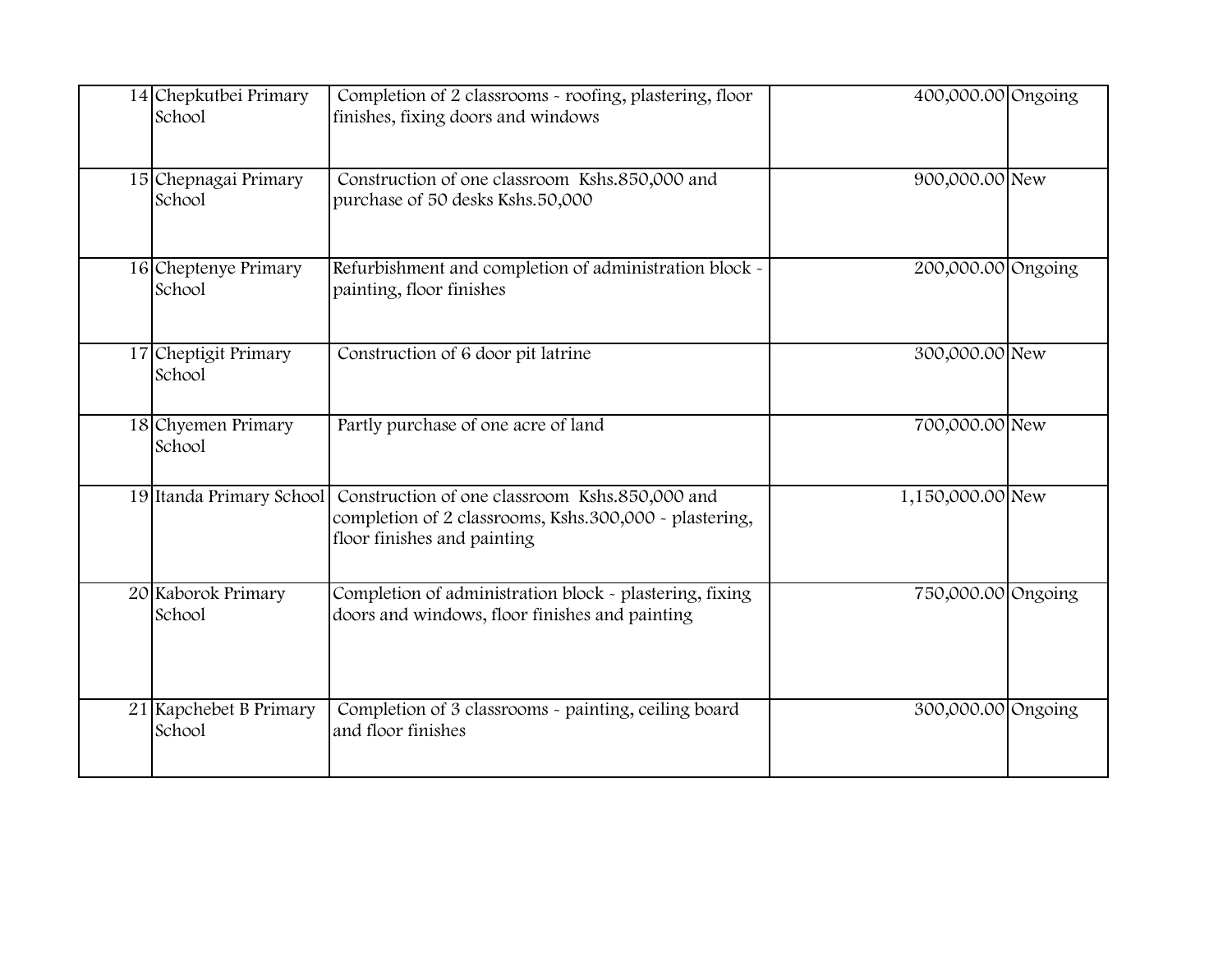| | | | | |
|---|---|---|---|---|
| 14 | Chepkutbei Primary School | Completion of 2 classrooms - roofing, plastering, floor finishes, fixing doors and windows | 400,000.00 | Ongoing |
| 15 | Chepnagai Primary School | Construction of one classroom Kshs.850,000 and purchase of 50 desks Kshs.50,000 | 900,000.00 | New |
| 16 | Cheptenye Primary School | Refurbishment and completion of administration block - painting, floor finishes | 200,000.00 | Ongoing |
| 17 | Cheptigit Primary School | Construction of 6 door pit latrine | 300,000.00 | New |
| 18 | Chyemen Primary School | Partly purchase of one acre of land | 700,000.00 | New |
| 19 | Itanda Primary School | Construction of one classroom Kshs.850,000 and completion of 2 classrooms, Kshs.300,000 - plastering, floor finishes and painting | 1,150,000.00 | New |
| 20 | Kaborok Primary School | Completion of administration block - plastering, fixing doors and windows, floor finishes and painting | 750,000.00 | Ongoing |
| 21 | Kapchebet B Primary School | Completion of 3 classrooms - painting, ceiling board and floor finishes | 300,000.00 | Ongoing |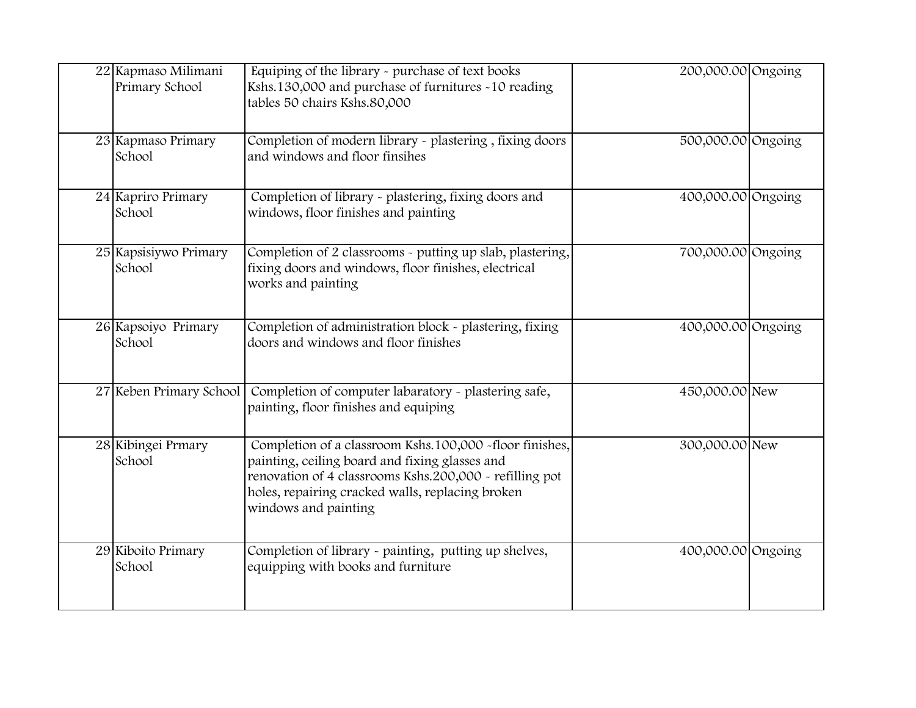| | | | | |
|---|---|---|---|---|
| 22 | Kapmaso Milimani Primary School | Equiping of the library - purchase of text books Kshs.130,000 and purchase of furnitures -10 reading tables 50 chairs Kshs.80,000 | 200,000.00 | Ongoing |
| 23 | Kapmaso Primary School | Completion of modern library - plastering , fixing doors and windows and floor finsihes | 500,000.00 | Ongoing |
| 24 | Kapriro Primary School | Completion of library - plastering, fixing doors and windows, floor finishes and painting | 400,000.00 | Ongoing |
| 25 | Kapsisiywo Primary School | Completion of 2 classrooms - putting up slab, plastering, fixing doors and windows, floor finishes, electrical works and painting | 700,000.00 | Ongoing |
| 26 | Kapsoiyo Primary School | Completion of administration block - plastering, fixing doors and windows and floor finishes | 400,000.00 | Ongoing |
| 27 | Keben Primary School | Completion of computer labaratory - plastering safe, painting, floor finishes and equiping | 450,000.00 | New |
| 28 | Kibingei Prmary School | Completion of a classroom Kshs.100,000 -floor finishes, painting, ceiling board and fixing glasses and renovation of 4 classrooms Kshs.200,000 - refilling pot holes, repairing cracked walls, replacing broken windows and painting | 300,000.00 | New |
| 29 | Kiboito Primary School | Completion of library - painting, putting up shelves, equipping with books and furniture | 400,000.00 | Ongoing |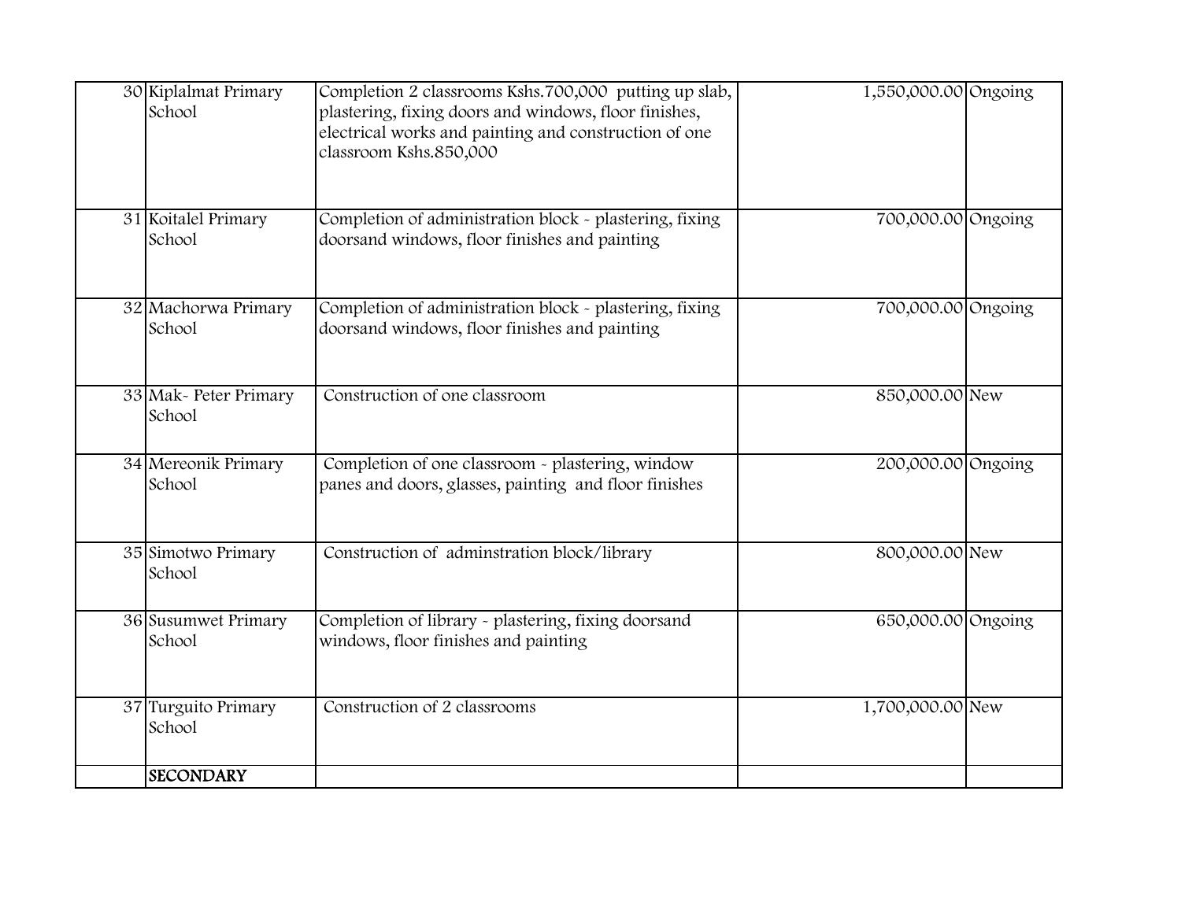| | | | | |
|---|---|---|---|---|
| 30 | Kiplalmat Primary School | Completion 2 classrooms Kshs.700,000 putting up slab, plastering, fixing doors and windows, floor finishes, electrical works and painting and construction of one classroom Kshs.850,000 | 1,550,000.00 | Ongoing |
| 31 | Koitalel Primary School | Completion of administration block - plastering, fixing doorsand windows, floor finishes and painting | 700,000.00 | Ongoing |
| 32 | Machorwa Primary School | Completion of administration block - plastering, fixing doorsand windows, floor finishes and painting | 700,000.00 | Ongoing |
| 33 | Mak- Peter Primary School | Construction of one classroom | 850,000.00 | New |
| 34 | Mereonik Primary School | Completion of one classroom - plastering, window panes and doors, glasses, painting and floor finishes | 200,000.00 | Ongoing |
| 35 | Simotwo Primary School | Construction of adminstration block/library | 800,000.00 | New |
| 36 | Susumwet Primary School | Completion of library - plastering, fixing doorsand windows, floor finishes and painting | 650,000.00 | Ongoing |
| 37 | Turguito Primary School | Construction of 2 classrooms | 1,700,000.00 | New |
| | **SECONDARY** | | | |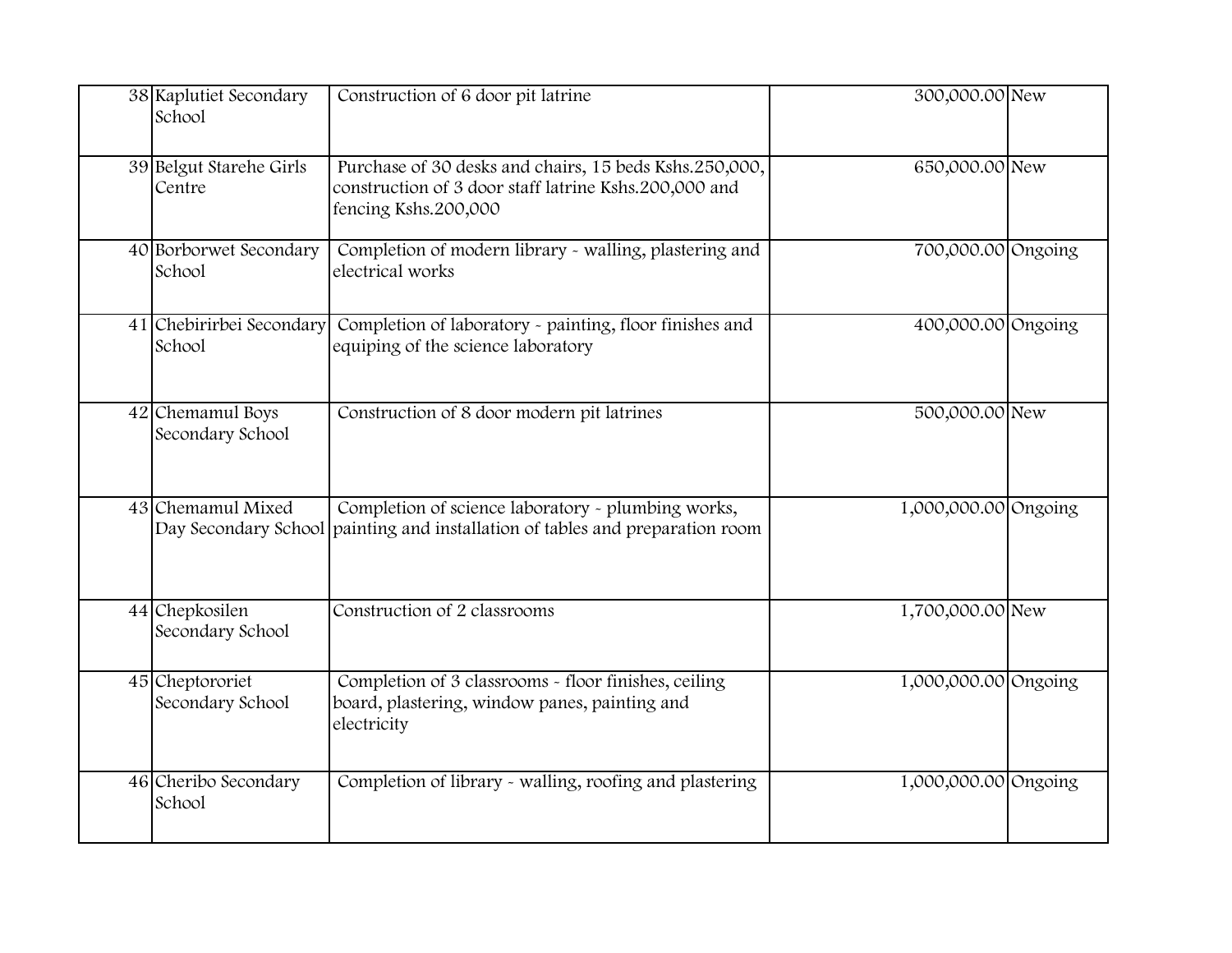| | | | | |
|---|---|---|---|---|
| 38 | Kaplutiet Secondary School | Construction of 6 door pit latrine | 300,000.00 | New |
| 39 | Belgut Starehe Girls Centre | Purchase of 30 desks and chairs, 15 beds Kshs.250,000, construction of 3 door staff latrine Kshs.200,000 and fencing Kshs.200,000 | 650,000.00 | New |
| 40 | Borborwet Secondary School | Completion of modern library - walling, plastering and electrical works | 700,000.00 | Ongoing |
| 41 | Chebirirbei Secondary School | Completion of laboratory - painting, floor finishes and equiping of the science laboratory | 400,000.00 | Ongoing |
| 42 | Chemamul Boys Secondary School | Construction of 8 door modern pit latrines | 500,000.00 | New |
| 43 | Chemamul Mixed Day Secondary School | Completion of science laboratory - plumbing works, painting and installation of tables and preparation room | 1,000,000.00 | Ongoing |
| 44 | Chepkosilen Secondary School | Construction of 2 classrooms | 1,700,000.00 | New |
| 45 | Cheptororiet Secondary School | Completion of 3 classrooms - floor finishes, ceiling board, plastering, window panes, painting and electricity | 1,000,000.00 | Ongoing |
| 46 | Cheribo Secondary School | Completion of library - walling, roofing and plastering | 1,000,000.00 | Ongoing |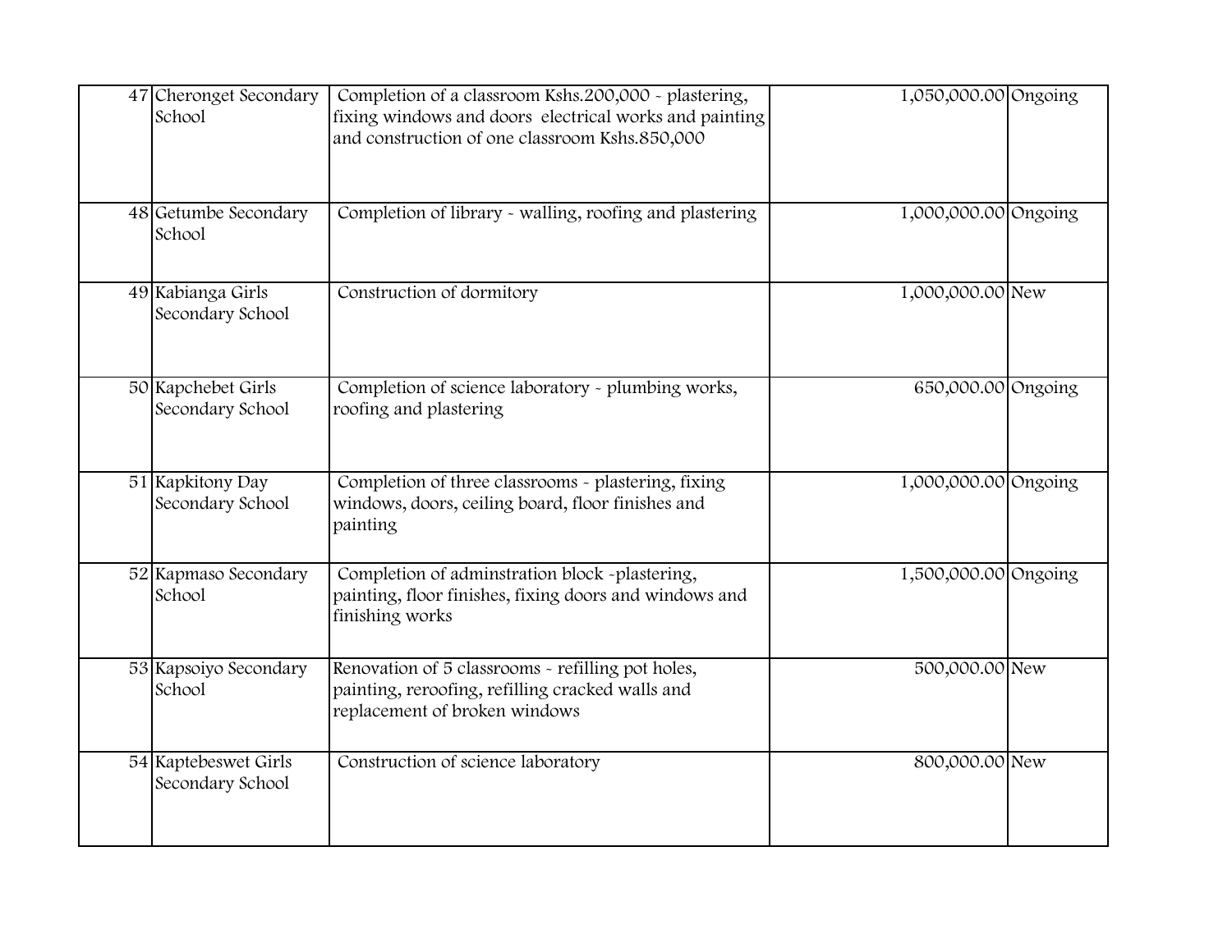| | | | | |
|---|---|---|---|---|
| 47 | Cheronget Secondary School | Completion of a classroom Kshs.200,000 - plastering, fixing windows and doors electrical works and painting and construction of one classroom Kshs.850,000 | 1,050,000.00 | Ongoing |
| 48 | Getumbe Secondary School | Completion of library - walling, roofing and plastering | 1,000,000.00 | Ongoing |
| 49 | Kabianga Girls Secondary School | Construction of dormitory | 1,000,000.00 | New |
| 50 | Kapchebet Girls Secondary School | Completion of science laboratory - plumbing works, roofing and plastering | 650,000.00 | Ongoing |
| 51 | Kapkitony Day Secondary School | Completion of three classrooms - plastering, fixing windows, doors, ceiling board, floor finishes and painting | 1,000,000.00 | Ongoing |
| 52 | Kapmaso Secondary School | Completion of adminstration block -plastering, painting, floor finishes, fixing doors and windows and finishing works | 1,500,000.00 | Ongoing |
| 53 | Kapsoiyo Secondary School | Renovation of 5 classrooms - refilling pot holes, painting, reroofing, refilling cracked walls and replacement of broken windows | 500,000.00 | New |
| 54 | Kaptebeswet Girls Secondary School | Construction of science laboratory | 800,000.00 | New |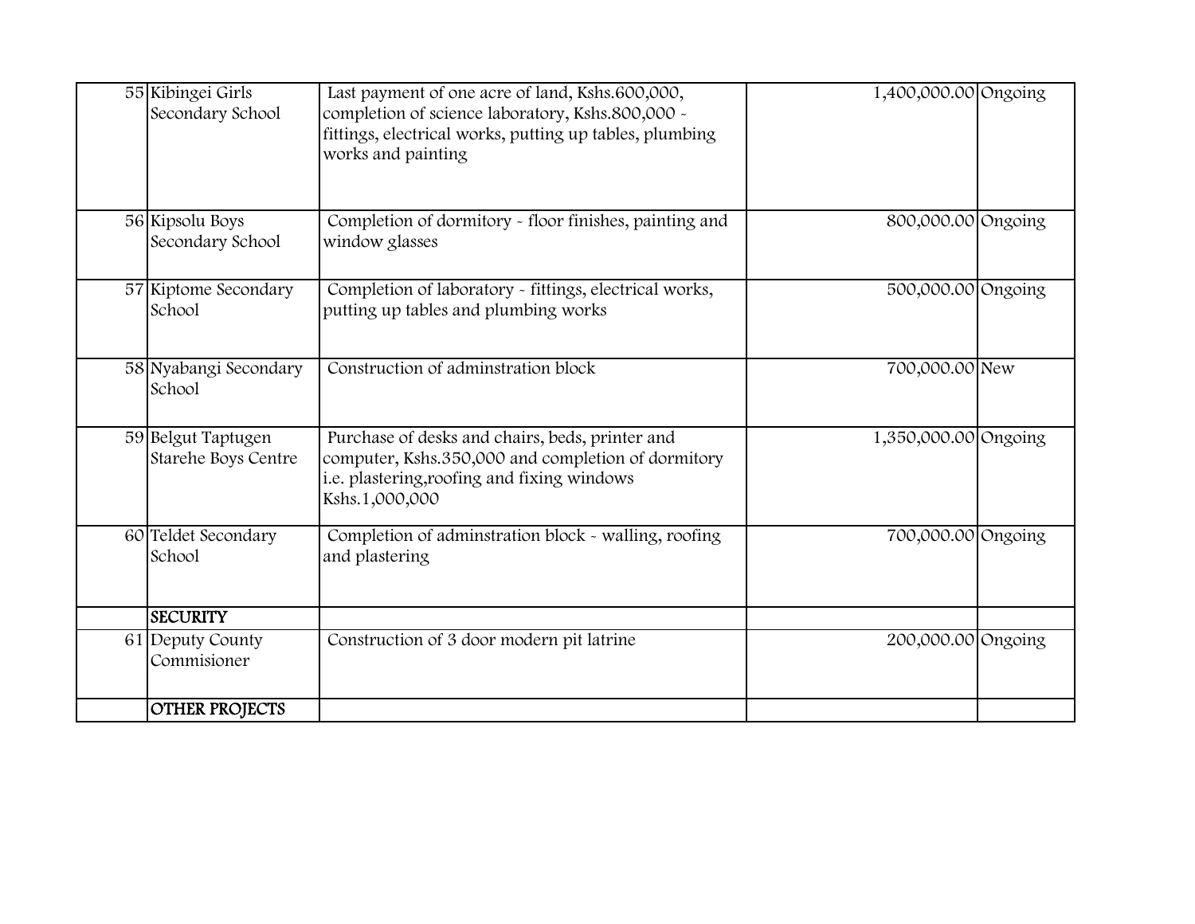| | | | | |
|---|---|---|---|---|
| 55 | Kibingei Girls Secondary School | Last payment of one acre of land, Kshs.600,000, completion of science laboratory, Kshs.800,000 - fittings, electrical works, putting up tables, plumbing works and painting | 1,400,000.00 | Ongoing |
| 56 | Kipsolu Boys Secondary School | Completion of dormitory - floor finishes, painting and window glasses | 800,000.00 | Ongoing |
| 57 | Kiptome Secondary School | Completion of laboratory - fittings, electrical works, putting up tables and plumbing works | 500,000.00 | Ongoing |
| 58 | Nyabangi Secondary School | Construction of adminstration block | 700,000.00 | New |
| 59 | Belgut Taptugen Starehe Boys Centre | Purchase of desks and chairs, beds, printer and computer, Kshs.350,000 and completion of dormitory i.e. plastering,roofing and fixing windows Kshs.1,000,000 | 1,350,000.00 | Ongoing |
| 60 | Teldet Secondary School | Completion of adminstration block - walling, roofing and plastering | 700,000.00 | Ongoing |
| | **SECURITY** | | | |
| 61 | Deputy County Commisioner | Construction of 3 door modern pit latrine | 200,000.00 | Ongoing |
| | **OTHER PROJECTS** | | | |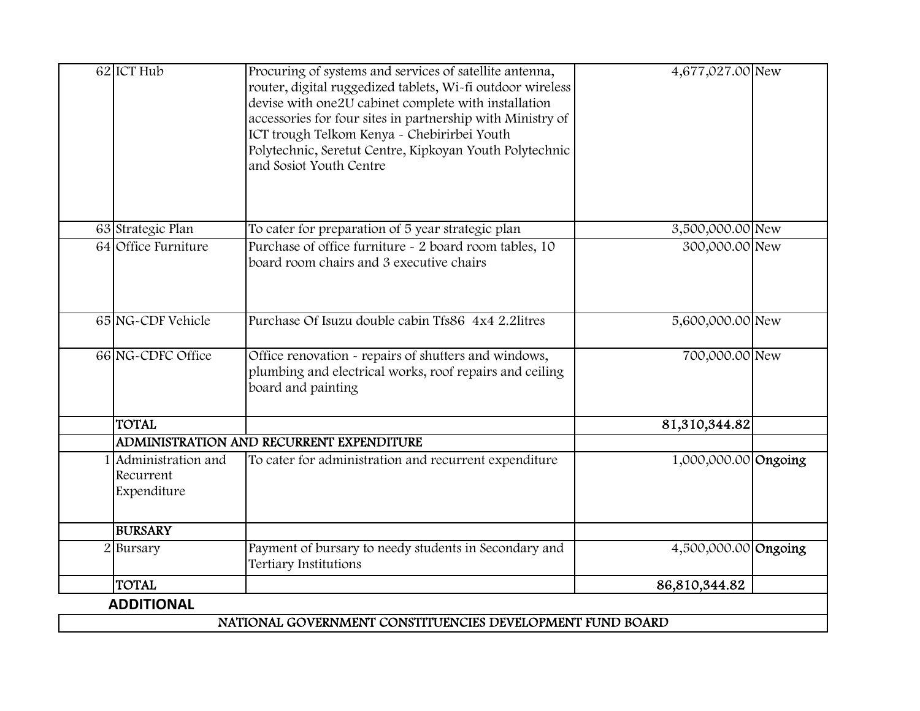| | | | | |
|---|---|---|---|---|
| 62 | ICT Hub | Procuring of systems and services of satellite antenna, router, digital ruggedized tablets, Wi-fi outdoor wireless devise with one2U cabinet complete with installation accessories for four sites in partnership with Ministry of ICT trough Telkom Kenya - Chebirirbei Youth Polytechnic, Seretut Centre, Kipkoyan Youth Polytechnic and Sosiot Youth Centre | 4,677,027.00 | New |
| 63 | Strategic Plan | To cater for preparation of 5 year strategic plan | 3,500,000.00 | New |
| 64 | Office Furniture | Purchase of office furniture - 2 board room tables, 10 board room chairs and 3 executive chairs | 300,000.00 | New |
| 65 | NG-CDF Vehicle | Purchase Of Isuzu double cabin Tfs86 4x4 2.2litres | 5,600,000.00 | New |
| 66 | NG-CDFC Office | Office renovation - repairs of shutters and windows, plumbing and electrical works, roof repairs and ceiling board and painting | 700,000.00 | New |
| | **TOTAL** | | **81,310,344.82** | |
| | **ADMINISTRATION AND RECURRENT EXPENDITURE** | | | |
| 1 | Administration and Recurrent Expenditure | To cater for administration and recurrent expenditure | 1,000,000.00 | **Ongoing** |
| | **BURSARY** | | | |
| 2 | Bursary | Payment of bursary to needy students in Secondary and Tertiary Institutions | 4,500,000.00 | **Ongoing** |
| | **TOTAL** | | **86,810,344.82** | |

**ADDITIONAL**

NATIONAL GOVERNMENT CONSTITUENCIES DEVELOPMENT FUND BOARD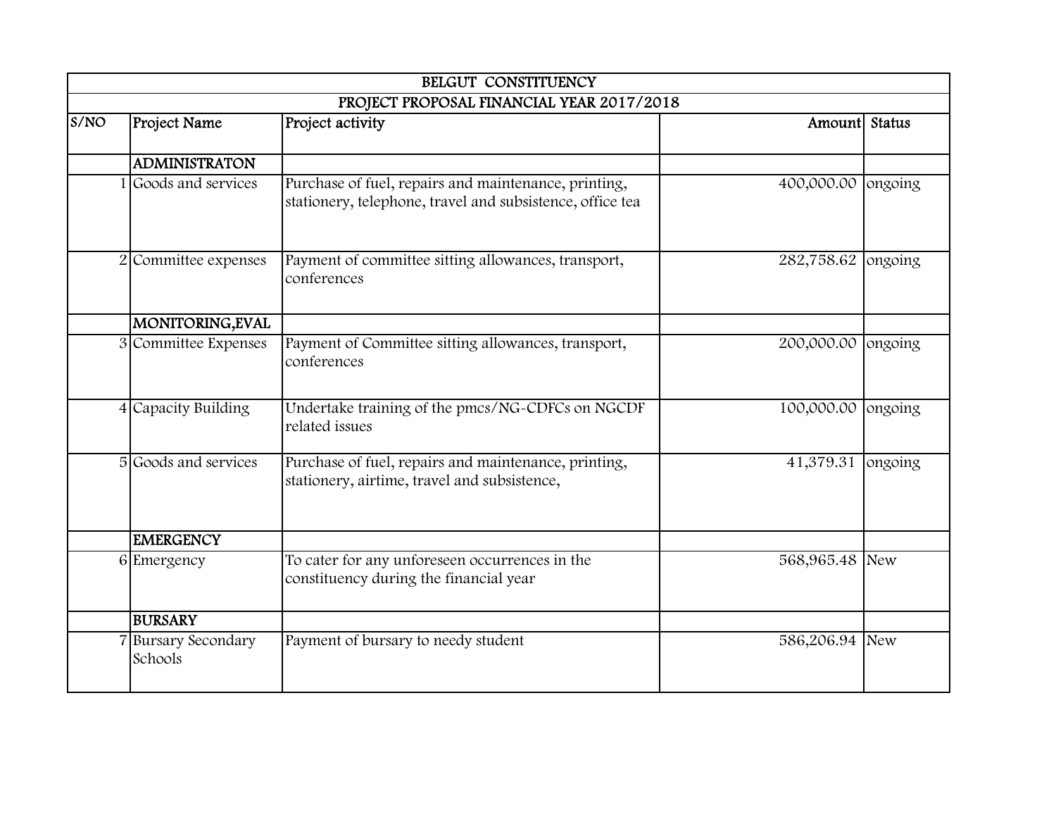| BELGUT CONSTITUENCY | | | | |
|---|---|---|---|---|
| PROJECT PROPOSAL FINANCIAL YEAR 2017/2018 | | | | |
| S/NO | Project Name | Project activity | Amount | Status |
| | ADMINISTRATON | | | |
| 1 | Goods and services | Purchase of fuel, repairs and maintenance, printing, stationery, telephone, travel and subsistence, office tea | 400,000.00 | ongoing |
| 2 | Committee expenses | Payment of committee sitting allowances, transport, conferences | 282,758.62 | ongoing |
| | MONITORING,EVAL | | | |
| 3 | Committee Expenses | Payment of Committee sitting allowances, transport, conferences | 200,000.00 | ongoing |
| 4 | Capacity Building | Undertake training of the pmcs/NG-CDFCs on NGCDF related issues | 100,000.00 | ongoing |
| 5 | Goods and services | Purchase of fuel, repairs and maintenance, printing, stationery, airtime, travel and subsistence, | 41,379.31 | ongoing |
| | EMERGENCY | | | |
| 6 | Emergency | To cater for any unforeseen occurrences in the constituency during the financial year | 568,965.48 | New |
| | BURSARY | | | |
| 7 | Bursary Secondary Schools | Payment of bursary to needy student | 586,206.94 | New |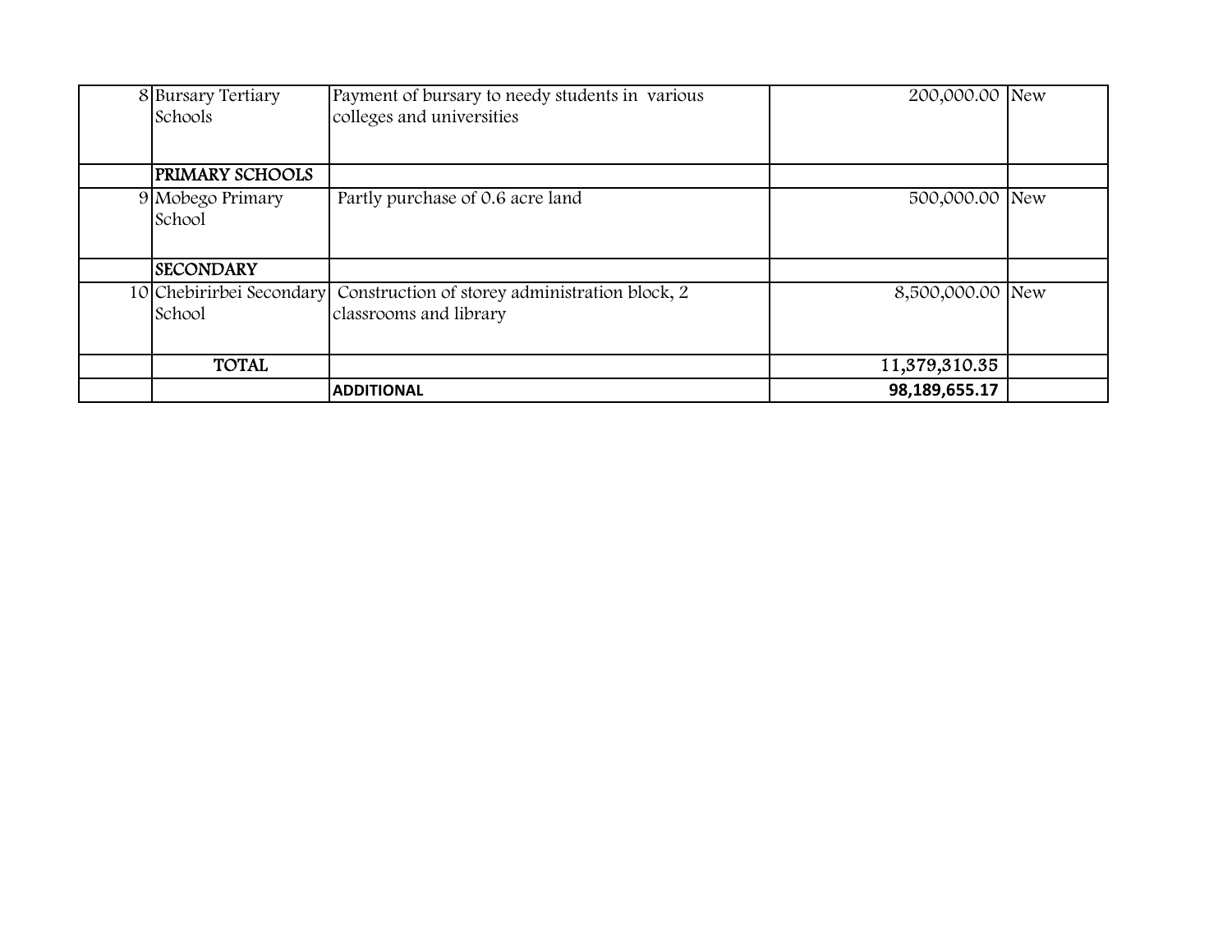| | | | | |
|---|---|---|---|---|
| 8 | Bursary Tertiary Schools | Payment of bursary to needy students in various colleges and universities | 200,000.00 | New |
| | PRIMARY SCHOOLS | | | |
| 9 | Mobego Primary School | Partly purchase of 0.6 acre land | 500,000.00 | New |
| | SECONDARY | | | |
| 10 | Chebirirbei Secondary School | Construction of storey administration block, 2 classrooms and library | 8,500,000.00 | New |
| | TOTAL | | 11,379,310.35 | |
| | | **ADDITIONAL** | **98,189,655.17** | |